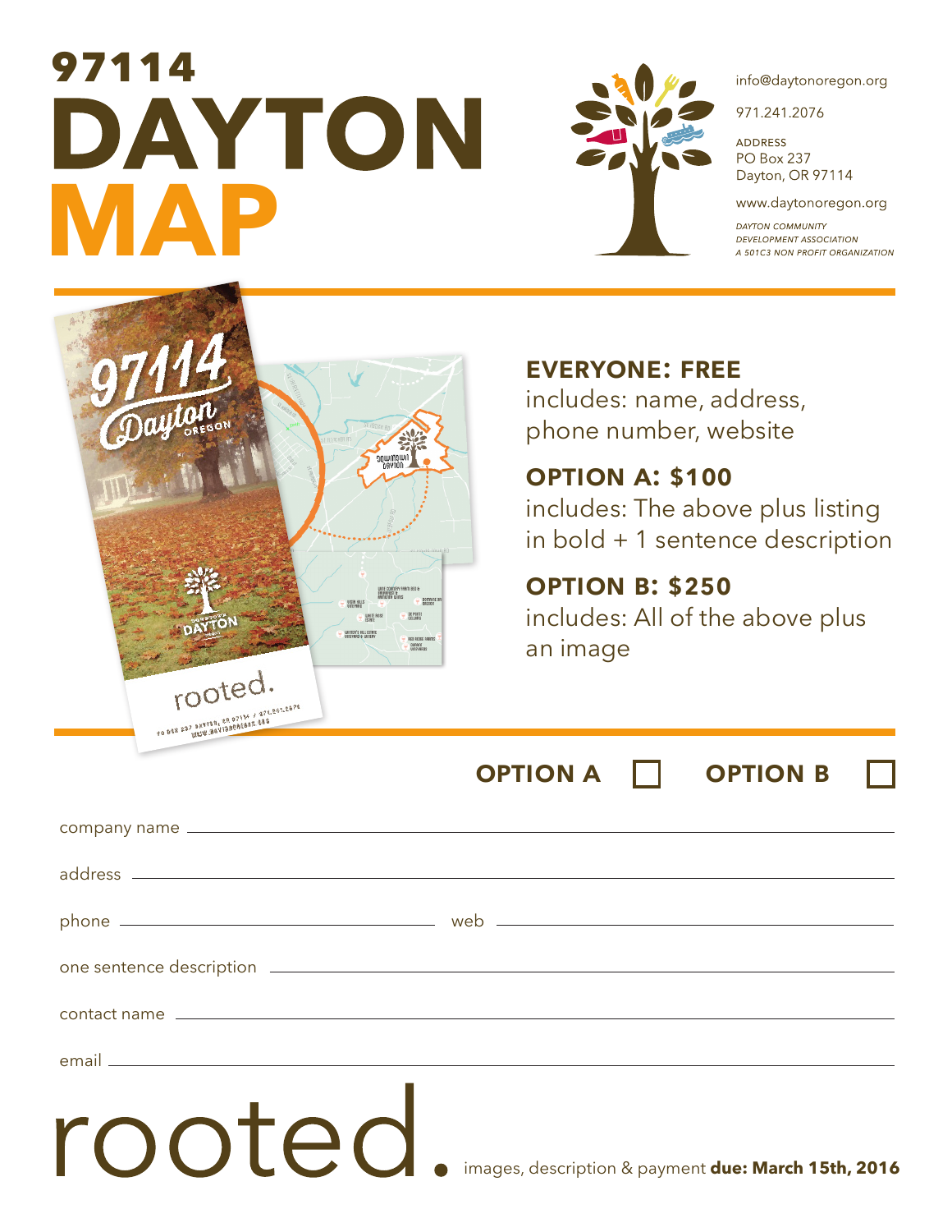# 97114
# DAYTON
# MAP

info@daytonoregon.org

971.241.2076

ADDRESS
PO Box 237
Dayton, OR 97114

www.daytonoregon.org

*DAYTON COMMUNITY DEVELOPMENT ASSOCIATION*
*A 501C3 NON PROFIT ORGANIZATION*

**EVERYONE: FREE**
includes: name, address, phone number, website

**OPTION A: $100**
includes: The above plus listing in bold + 1 sentence description

**OPTION B: $250**
includes: All of the above plus an image

**OPTION A** ☐ **OPTION B** ☐

company name ____________________

address ____________________

phone ____________________ web ____________________

one sentence description ____________________

contact name ____________________

email ____________________

rooted. images, description & payment **due: March 15th, 2016**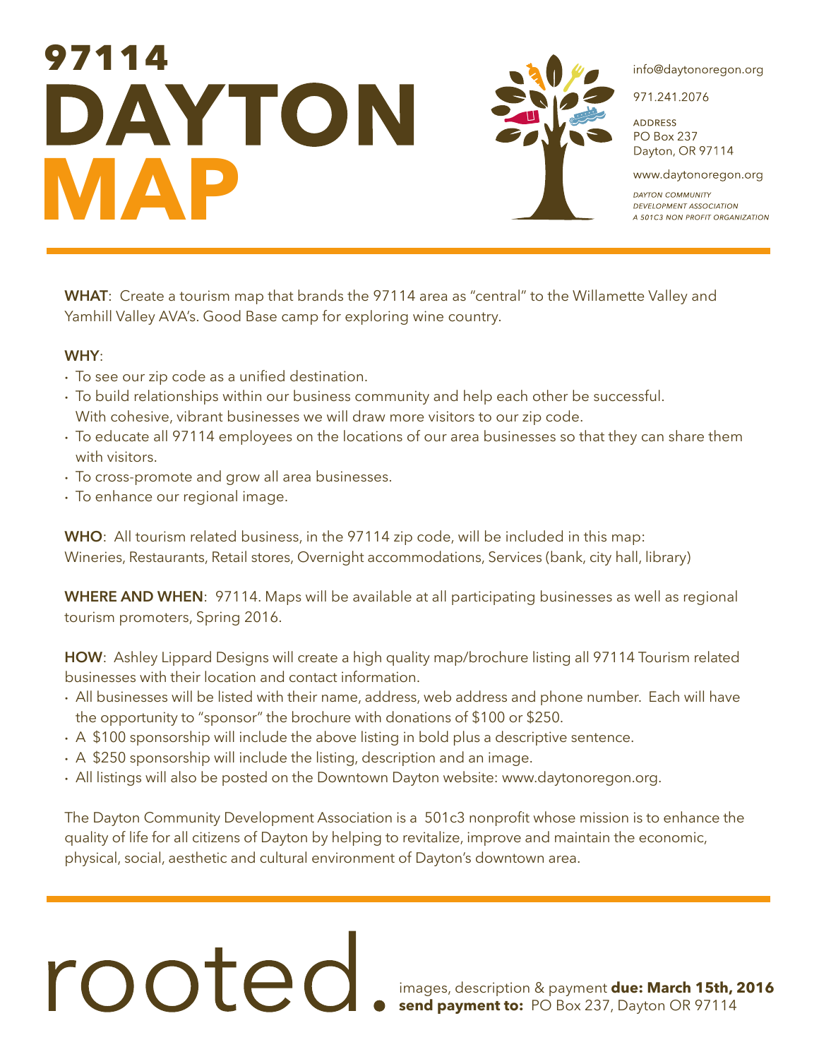# 97114 DAYTON MAP

info@daytonoregon.org

971.241.2076

ADDRESS
PO Box 237
Dayton, OR 97114

www.daytonoregon.org

*DAYTON COMMUNITY DEVELOPMENT ASSOCIATION*
*A 501C3 NON PROFIT ORGANIZATION*

**WHAT**: Create a tourism map that brands the 97114 area as "central" to the Willamette Valley and Yamhill Valley AVA's. Good Base camp for exploring wine country.

**WHY**:

- To see our zip code as a unified destination.
- To build relationships within our business community and help each other be successful. With cohesive, vibrant businesses we will draw more visitors to our zip code.
- To educate all 97114 employees on the locations of our area businesses so that they can share them with visitors.
- To cross-promote and grow all area businesses.
- To enhance our regional image.

**WHO**: All tourism related business, in the 97114 zip code, will be included in this map: Wineries, Restaurants, Retail stores, Overnight accommodations, Services (bank, city hall, library)

**WHERE AND WHEN**: 97114. Maps will be available at all participating businesses as well as regional tourism promoters, Spring 2016.

**HOW**: Ashley Lippard Designs will create a high quality map/brochure listing all 97114 Tourism related businesses with their location and contact information.

- All businesses will be listed with their name, address, web address and phone number. Each will have the opportunity to "sponsor" the brochure with donations of $100 or $250.
- A $100 sponsorship will include the above listing in bold plus a descriptive sentence.
- A $250 sponsorship will include the listing, description and an image.
- All listings will also be posted on the Downtown Dayton website: www.daytonoregon.org.

The Dayton Community Development Association is a 501c3 nonprofit whose mission is to enhance the quality of life for all citizens of Dayton by helping to revitalize, improve and maintain the economic, physical, social, aesthetic and cultural environment of Dayton's downtown area.

rooted.

images, description & payment **due: March 15th, 2016**
**send payment to:** PO Box 237, Dayton OR 97114